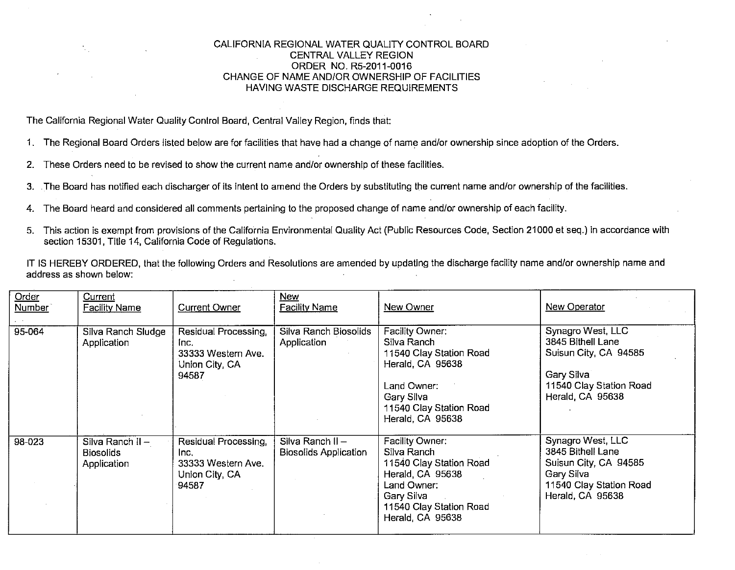# CALIFORNIA REGIONAL WATER QUALITY CONTROL BOARD
# CENTRAL VALLEY REGION
# ORDER NO. R5-2011-0016
# CHANGE OF NAME AND/OR OWNERSHIP OF FACILITIES HAVING WASTE DISCHARGE REQUIREMENTS

The California Regional Water Quality Control Board, Central Valley Region, finds that:

1. The Regional Board Orders listed below are for facilities that have had a change of name and/or ownership since adoption of the Orders.

2. These Orders need to be revised to show the current name and/or ownership of these facilities.

3. The Board has notified each discharger of its intent to amend the Orders by substituting the current name and/or ownership of the facilities.

4. The Board heard and considered all comments pertaining to the proposed change of name and/or ownership of each facility.

5. This action is exempt from provisions of the California Environmental Quality Act (Public Resources Code, Section 21000 et seq.) in accordance with section 15301, Title 14, California Code of Regulations.

IT IS HEREBY ORDERED, that the following Orders and Resolutions are amended by updating the discharge facility name and/or ownership name and address as shown below:

| Order Number | Current Facility Name | Current Owner | New Facility Name | New Owner | New Operator |
|---|---|---|---|---|---|
| 95-064 | Silva Ranch Sludge Application | Residual Processing, Inc.<br>33333 Western Ave.<br>Union City, CA 94587 | Silva Ranch Biosolids Application | Facility Owner:<br>Silva Ranch<br>11540 Clay Station Road<br>Herald, CA 95638<br><br>Land Owner:<br>Gary Silva<br>11540 Clay Station Road<br>Herald, CA 95638 | Synagro West, LLC<br>3845 Bithell Lane<br>Suisun City, CA 94585<br><br>Gary Silva<br>11540 Clay Station Road<br>Herald, CA 95638 |
| 98-023 | Silva Ranch II – Biosolids Application | Residual Processing, Inc.<br>33333 Western Ave.<br>Union City, CA 94587 | Silva Ranch II – Biosolids Application | Facility Owner:<br>Silva Ranch<br>11540 Clay Station Road<br>Herald, CA 95638<br>Land Owner:<br>Gary Silva<br>11540 Clay Station Road<br>Herald, CA 95638 | Synagro West, LLC<br>3845 Bithell Lane<br>Suisun City, CA 94585<br>Gary Silva<br>11540 Clay Station Road<br>Herald, CA 95638 |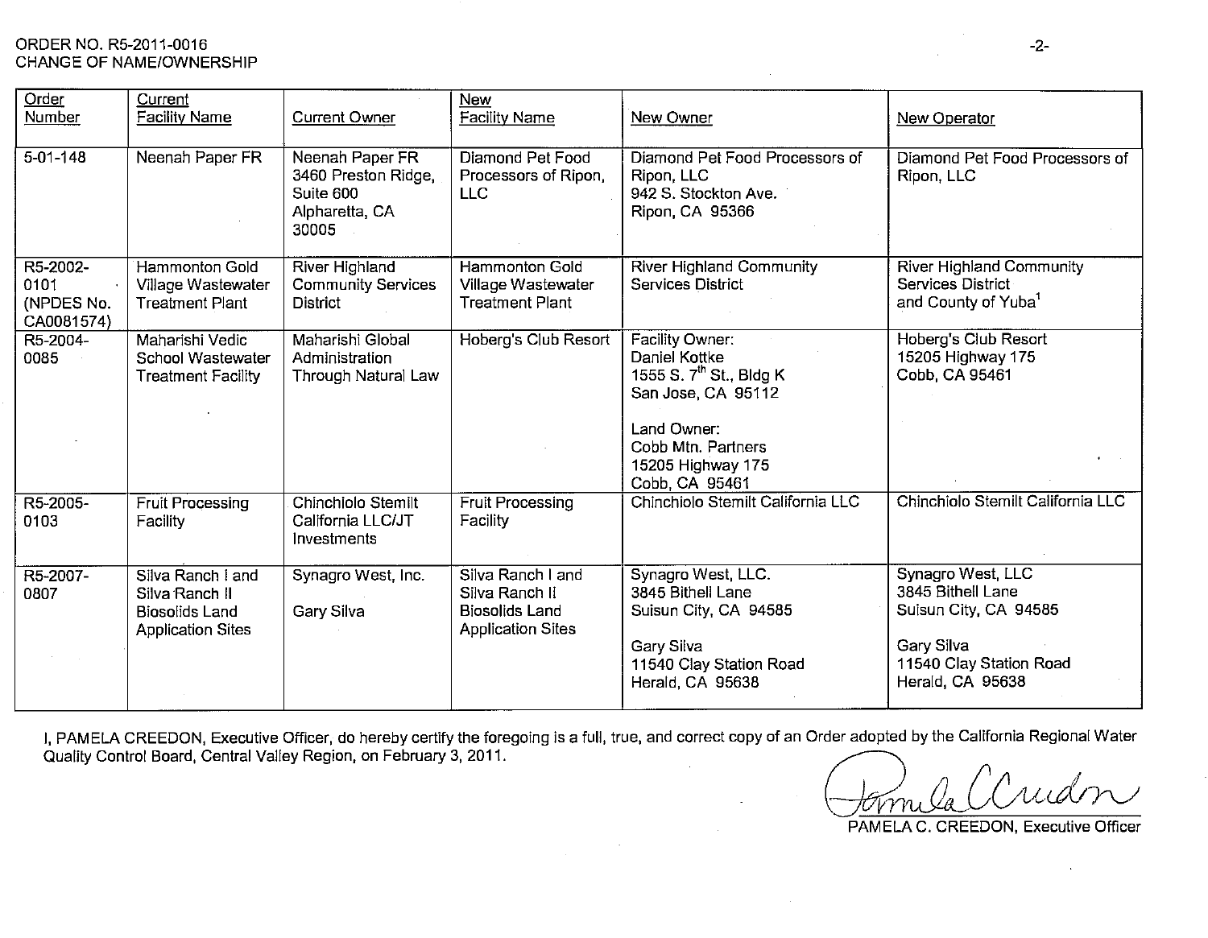ORDER NO. R5-2011-0016
CHANGE OF NAME/OWNERSHIP

| Order Number | Current Facility Name | Current Owner | New Facility Name | New Owner | New Operator |
|---|---|---|---|---|---|
| 5-01-148 | Neenah Paper FR | Neenah Paper FR<br>3460 Preston Ridge, Suite 600<br>Alpharetta, CA 30005 | Diamond Pet Food Processors of Ripon, LLC | Diamond Pet Food Processors of Ripon, LLC<br>942 S. Stockton Ave.<br>Ripon, CA 95366 | Diamond Pet Food Processors of Ripon, LLC |
| R5-2002-0101 (NPDES No. CA0081574) | Hammonton Gold Village Wastewater Treatment Plant | River Highland Community Services District | Hammonton Gold Village Wastewater Treatment Plant | River Highland Community Services District | River Highland Community Services District and County of Yuba[1] |
| R5-2004-0085 | Maharishi Vedic School Wastewater Treatment Facility | Maharishi Global Administration Through Natural Law | Hoberg's Club Resort | Facility Owner:<br>Daniel Kottke<br>1555 S. 7th St., Bldg K<br>San Jose, CA 95112<br><br>Land Owner:<br>Cobb Mtn. Partners<br>15205 Highway 175<br>Cobb, CA 95461 | Hoberg's Club Resort<br>15205 Highway 175<br>Cobb, CA 95461 |
| R5-2005-0103 | Fruit Processing Facility | Chinchiolo Stemilt California LLC/JT Investments | Fruit Processing Facility | Chinchiolo Stemilt California LLC | Chinchiolo Stemilt California LLC |
| R5-2007-0807 | Silva Ranch I and Silva Ranch II Biosolids Land Application Sites | Synagro West, Inc.<br><br>Gary Silva | Silva Ranch I and Silva Ranch II Biosolids Land Application Sites | Synagro West, LLC.<br>3845 Bithell Lane<br>Suisun City, CA 94585<br><br>Gary Silva<br>11540 Clay Station Road<br>Herald, CA 95638 | Synagro West, LLC<br>3845 Bithell Lane<br>Suisun City, CA 94585<br><br>Gary Silva<br>11540 Clay Station Road<br>Herald, CA 95638 |

I, PAMELA CREEDON, Executive Officer, do hereby certify the foregoing is a full, true, and correct copy of an Order adopted by the California Regional Water Quality Control Board, Central Valley Region, on February 3, 2011.

PAMELA C. CREEDON, Executive Officer